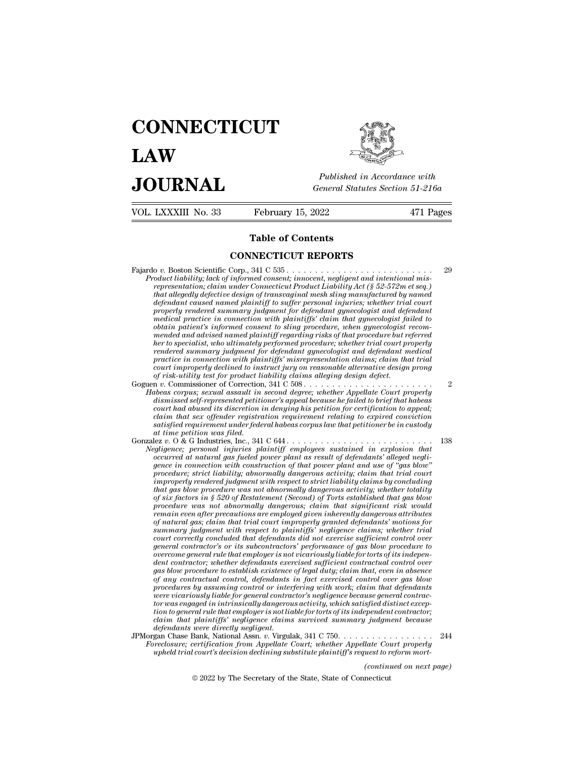# CONNECTICUT LAW JOURNAL

*Published in Accordance with General Statutes Section 51-216a*

VOL. LXXXIII No. 33 — February 15, 2022 — 471 Pages

## Table of Contents

### CONNECTICUT REPORTS

Fajardo *v.* Boston Scientific Corp., 341 C 535 . . . . . . . . . . . . . . . . . . . . . . . . . . 29

*Product liability; lack of informed consent; innocent, negligent and intentional misrepresentation; claim under Connecticut Product Liability Act (§ 52-572m et seq.) that allegedly defective design of transvaginal mesh sling manufactured by named defendant caused named plaintiff to suffer personal injuries; whether trial court properly rendered summary judgment for defendant gynecologist and defendant medical practice in connection with plaintiffs' claim that gynecologist failed to obtain patient's informed consent to sling procedure, when gynecologist recommended and advised named plaintiff regarding risks of that procedure but referred her to specialist, who ultimately performed procedure; whether trial court properly rendered summary judgment for defendant gynecologist and defendant medical practice in connection with plaintiffs' misrepresentation claims; claim that trial court improperly declined to instruct jury on reasonable alternative design prong of risk-utility test for product liability claims alleging design defect.*

Goguen *v.* Commissioner of Correction, 341 C 508 . . . . . . . . . . . . . . . . . . . . . . . 2

*Habeas corpus; sexual assault in second degree; whether Appellate Court properly dismissed self-represented petitioner's appeal because he failed to brief that habeas court had abused its discretion in denying his petition for certification to appeal; claim that sex offender registration requirement relating to expired conviction satisfied requirement under federal habeas corpus law that petitioner be in custody at time petition was filed.*

Gonzalez *v.* O & G Industries, Inc., 341 C 644 . . . . . . . . . . . . . . . . . . . . . . . . . . 138

*Negligence; personal injuries plaintiff employees sustained in explosion that occurred at natural gas fueled power plant as result of defendants' alleged negligence in connection with construction of that power plant and use of "gas blow" procedure; strict liability; abnormally dangerous activity; claim that trial court improperly rendered judgment with respect to strict liability claims by concluding that gas blow procedure was not abnormally dangerous activity; whether totality of six factors in § 520 of Restatement (Second) of Torts established that gas blow procedure was not abnormally dangerous; claim that significant risk would remain even after precautions are employed given inherently dangerous attributes of natural gas; claim that trial court improperly granted defendants' motions for summary judgment with respect to plaintiffs' negligence claims; whether trial court correctly concluded that defendants did not exercise sufficient control over general contractor's or its subcontractors' performance of gas blow procedure to overcome general rule that employer is not vicariously liable for torts of its independent contractor; whether defendants exercised sufficient contractual control over gas blow procedure to establish existence of legal duty; claim that, even in absence of any contractual control, defendants in fact exercised control over gas blow procedures by assuming control or interfering with work; claim that defendants were vicariously liable for general contractor's negligence because general contractor was engaged in intrinsically dangerous activity, which satisfied distinct exception to general rule that employer is not liable for torts of its independent contractor; claim that plaintiffs' negligence claims survived summary judgment because defendants were directly negligent.*

JPMorgan Chase Bank, National Assn. *v.* Virgulak, 341 C 750. . . . . . . . . . . . . . . . . 244

*Foreclosure; certification from Appellate Court; whether Appellate Court properly upheld trial court's decision declining substitute plaintiff's request to reform mort-*

*(continued on next page)*

© 2022 by The Secretary of the State, State of Connecticut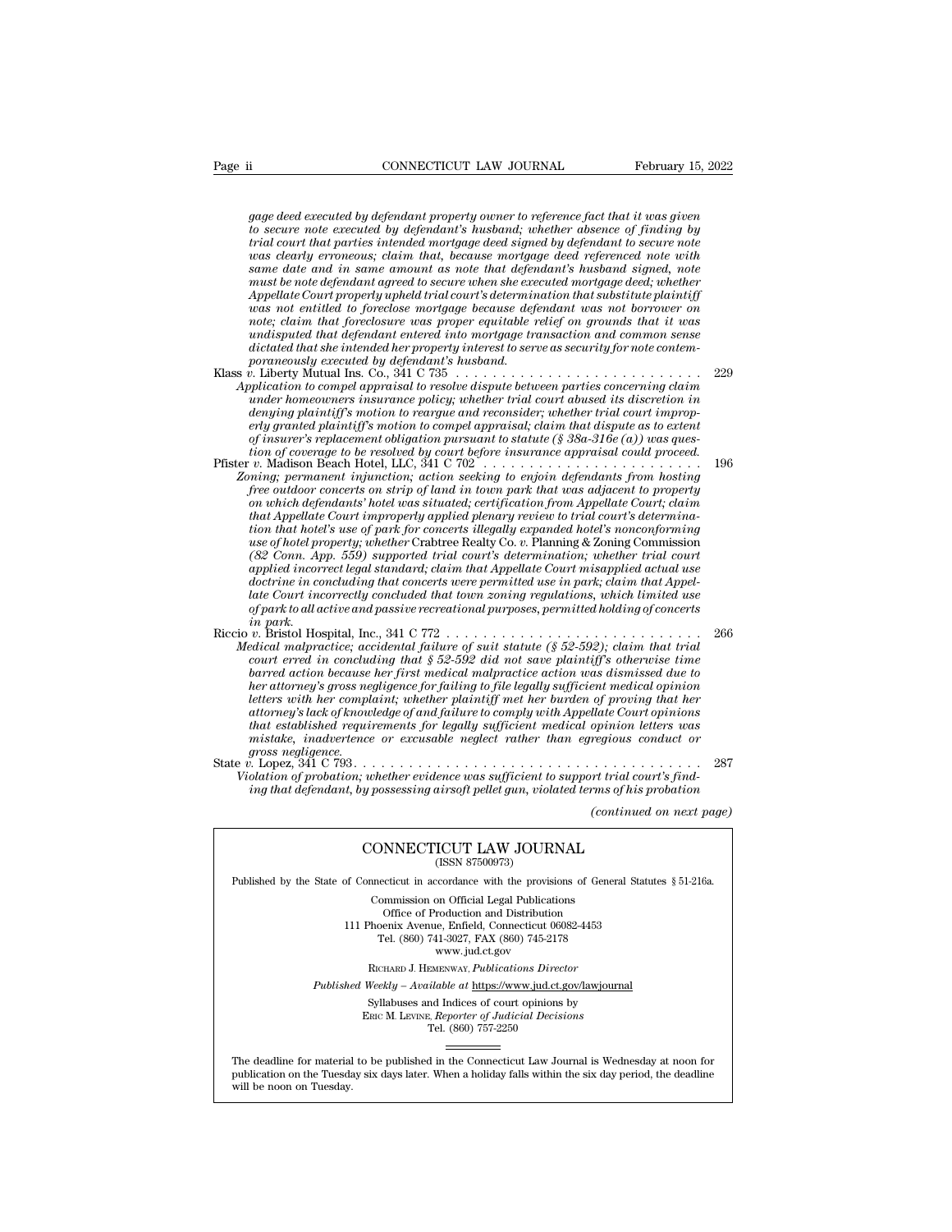*gage deed executed by defendant property owner to reference fact that it was given to secure note executed by defendant's husband; whether absence of finding by trial court that parties intended mortgage deed signed by defendant to secure note was clearly erroneous; claim that, because mortgage deed referenced note with same date and in same amount as note that defendant's husband signed, note must be note defendant agreed to secure when she executed mortgage deed; whether Appellate Court properly upheld trial court's determination that substitute plaintiff was not entitled to foreclose mortgage because defendant was not borrower on note; claim that foreclosure was proper equitable relief on grounds that it was undisputed that defendant entered into mortgage transaction and common sense dictated that she intended her property interest to serve as security for note contemporaneously executed by defendant's husband.*

Klass *v.* Liberty Mutual Ins. Co., 341 C 735 . . . . . . . . . . . . . . . . . . . . . . . . . . . 229

*Application to compel appraisal to resolve dispute between parties concerning claim under homeowners insurance policy; whether trial court abused its discretion in denying plaintiff's motion to reargue and reconsider; whether trial court improperly granted plaintiff's motion to compel appraisal; claim that dispute as to extent of insurer's replacement obligation pursuant to statute (§ 38a-316e (a)) was question of coverage to be resolved by court before insurance appraisal could proceed.*

Pfister *v.* Madison Beach Hotel, LLC, 341 C 702 . . . . . . . . . . . . . . . . . . . . . . . . 196

*Zoning; permanent injunction; action seeking to enjoin defendants from hosting free outdoor concerts on strip of land in town park that was adjacent to property on which defendants' hotel was situated; certification from Appellate Court; claim that Appellate Court improperly applied plenary review to trial court's determination that hotel's use of park for concerts illegally expanded hotel's nonconforming use of hotel property; whether* Crabtree Realty Co. *v.* Planning & Zoning Commission *(82 Conn. App. 559) supported trial court's determination; whether trial court applied incorrect legal standard; claim that Appellate Court misapplied actual use doctrine in concluding that concerts were permitted use in park; claim that Appellate Court incorrectly concluded that town zoning regulations, which limited use of park to all active and passive recreational purposes, permitted holding of concerts in park.*

Riccio *v.* Bristol Hospital, Inc., 341 C 772 . . . . . . . . . . . . . . . . . . . . . . . . . . . 266

*Medical malpractice; accidental failure of suit statute (§ 52-592); claim that trial court erred in concluding that § 52-592 did not save plaintiff's otherwise time barred action because her first medical malpractice action was dismissed due to her attorney's gross negligence for failing to file legally sufficient medical opinion letters with her complaint; whether plaintiff met her burden of proving that her attorney's lack of knowledge of and failure to comply with Appellate Court opinions that established requirements for legally sufficient medical opinion letters was mistake, inadvertence or excusable neglect rather than egregious conduct or gross negligence.*

State *v.* Lopez, 341 C 793. . . . . . . . . . . . . . . . . . . . . . . . . . . . . . . . . . . . . . . 287

*Violation of probation; whether evidence was sufficient to support trial court's finding that defendant, by possessing airsoft pellet gun, violated terms of his probation*

*(continued on next page)*

CONNECTICUT LAW JOURNAL
(ISSN 87500973)

Published by the State of Connecticut in accordance with the provisions of General Statutes § 51-216a.

Commission on Official Legal Publications
Office of Production and Distribution
111 Phoenix Avenue, Enfield, Connecticut 06082-4453
Tel. (860) 741-3027, FAX (860) 745-2178
www.jud.ct.gov

Richard J. Hemenway, *Publications Director*

*Published Weekly – Available at* https://www.jud.ct.gov/lawjournal

Syllabuses and Indices of court opinions by
Eric M. Levine, *Reporter of Judicial Decisions*
Tel. (860) 757-2250

The deadline for material to be published in the Connecticut Law Journal is Wednesday at noon for publication on the Tuesday six days later. When a holiday falls within the six day period, the deadline will be noon on Tuesday.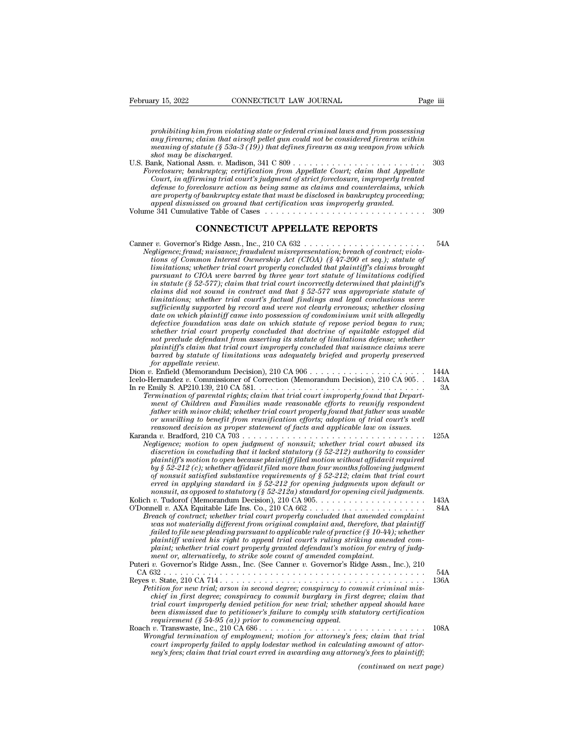*prohibiting him from violating state or federal criminal laws and from possessing any firearm; claim that airsoft pellet gun could not be considered firearm within meaning of statute (§ 53a-3 (19)) that defines firearm as any weapon from which shot may be discharged.*

U.S. Bank, National Assn. *v.* Madison, 341 C 809 . . . . . . . . . . . . . . . . . . . . . . . 303

*Foreclosure; bankruptcy; certification from Appellate Court; claim that Appellate Court, in affirming trial court's judgment of strict foreclosure, improperly treated defense to foreclosure action as being same as claims and counterclaims, which are property of bankruptcy estate that must be disclosed in bankruptcy proceeding; appeal dismissed on ground that certification was improperly granted.*

Volume 341 Cumulative Table of Cases . . . . . . . . . . . . . . . . . . . . . . . . . . . 309

## CONNECTICUT APPELLATE REPORTS

Canner *v.* Governor's Ridge Assn., Inc., 210 CA 632 . . . . . . . . . . . . . . . . . . . . . . 54A

*Negligence; fraud; nuisance; fraudulent misrepresentation; breach of contract; violations of Common Interest Ownership Act (CIOA) (§ 47-200 et seq.); statute of limitations; whether trial court properly concluded that plaintiff's claims brought pursuant to CIOA were barred by three year tort statute of limitations codified in statute (§ 52-577); claim that trial court incorrectly determined that plaintiff's claims did not sound in contract and that § 52-577 was appropriate statute of limitations; whether trial court's factual findings and legal conclusions were sufficiently supported by record and were not clearly erroneous; whether closing date on which plaintiff came into possession of condominium unit with allegedly defective foundation was date on which statute of repose period began to run; whether trial court properly concluded that doctrine of equitable estoppel did not preclude defendant from asserting its statute of limitations defense; whether plaintiff's claim that trial court improperly concluded that nuisance claims were barred by statute of limitations was adequately briefed and properly preserved for appellate review.*

Dion *v.* Enfield (Memorandum Decision), 210 CA 906 . . . . . . . . . . . . . . . . . . . . 144A

Icelo-Hernandez *v.* Commissioner of Correction (Memorandum Decision), 210 CA 905. . 143A

In re Emily S. AP210.139, 210 CA 581. . . . . . . . . . . . . . . . . . . . . . . . . . . . . . . 3A

*Termination of parental rights; claim that trial court improperly found that Department of Children and Families made reasonable efforts to reunify respondent father with minor child; whether trial court properly found that father was unable or unwilling to benefit from reunification efforts; adoption of trial court's well reasoned decision as proper statement of facts and applicable law on issues.*

Karanda *v.* Bradford, 210 CA 703 . . . . . . . . . . . . . . . . . . . . . . . . . . . . . . . 125A

*Negligence; motion to open judgment of nonsuit; whether trial court abused its discretion in concluding that it lacked statutory (§ 52-212) authority to consider plaintiff's motion to open because plaintiff filed motion without affidavit required by § 52-212 (c); whether affidavit filed more than four months following judgment of nonsuit satisfied substantive requirements of § 52-212; claim that trial court erred in applying standard in § 52-212 for opening judgments upon default or nonsuit, as opposed to statutory (§ 52-212a) standard for opening civil judgments.*

Kolich *v.* Tudorof (Memorandum Decision), 210 CA 905. . . . . . . . . . . . . . . . . . . . 143A

O'Donnell *v.* AXA Equitable Life Ins. Co., 210 CA 662 . . . . . . . . . . . . . . . . . . . . . 84A

*Breach of contract; whether trial court properly concluded that amended complaint was not materially different from original complaint and, therefore, that plaintiff failed to file new pleading pursuant to applicable rule of practice (§ 10-44); whether plaintiff waived his right to appeal trial court's ruling striking amended complaint; whether trial court properly granted defendant's motion for entry of judgment or, alternatively, to strike sole count of amended complaint.*

Puteri *v.* Governor's Ridge Assn., Inc. (See Canner *v.* Governor's Ridge Assn., Inc.), 210 CA 632 . . . . . . . . . . . . . . . . . . . . . . . . . . . . . . . . . . . . . . . . . . . . 54A

Reyes *v.* State, 210 CA 714 . . . . . . . . . . . . . . . . . . . . . . . . . . . . . . . . . . . . 136A

*Petition for new trial; arson in second degree; conspiracy to commit criminal mischief in first degree; conspiracy to commit burglary in first degree; claim that trial court improperly denied petition for new trial; whether appeal should have been dismissed due to petitioner's failure to comply with statutory certification requirement (§ 54-95 (a)) prior to commencing appeal.*

Roach *v.* Transwaste, Inc., 210 CA 686 . . . . . . . . . . . . . . . . . . . . . . . . . . . . . 108A

*Wrongful termination of employment; motion for attorney's fees; claim that trial court improperly failed to apply lodestar method in calculating amount of attorney's fees; claim that trial court erred in awarding any attorney's fees to plaintiff;*

*(continued on next page)*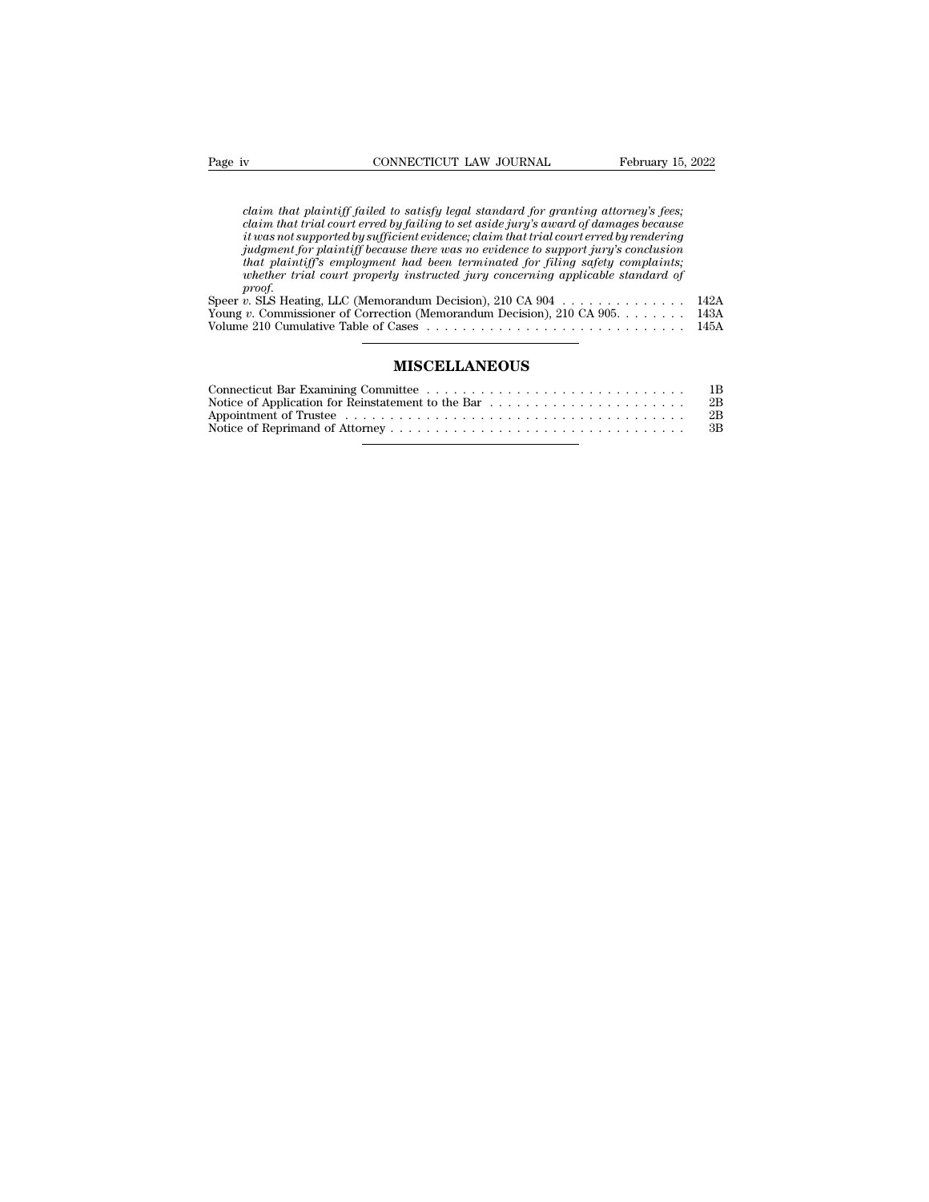*claim that plaintiff failed to satisfy legal standard for granting attorney's fees; claim that trial court erred by failing to set aside jury's award of damages because it was not supported by sufficient evidence; claim that trial court erred by rendering judgment for plaintiff because there was no evidence to support jury's conclusion that plaintiff's employment had been terminated for filing safety complaints; whether trial court properly instructed jury concerning applicable standard of proof.*

Speer *v.* SLS Heating, LLC (Memorandum Decision), 210 CA 904 . . . . . . . . . . . . . . 142A
Young *v.* Commissioner of Correction (Memorandum Decision), 210 CA 905. . . . . . . . 143A
Volume 210 Cumulative Table of Cases . . . . . . . . . . . . . . . . . . . . . . . . . . . . . . 145A

## MISCELLANEOUS

Connecticut Bar Examining Committee . . . . . . . . . . . . . . . . . . . . . . . . . . . . . 1B
Notice of Application for Reinstatement to the Bar . . . . . . . . . . . . . . . . . . . . . . 2B
Appointment of Trustee . . . . . . . . . . . . . . . . . . . . . . . . . . . . . . . . . . . . . . . 2B
Notice of Reprimand of Attorney . . . . . . . . . . . . . . . . . . . . . . . . . . . . . . . . . 3B